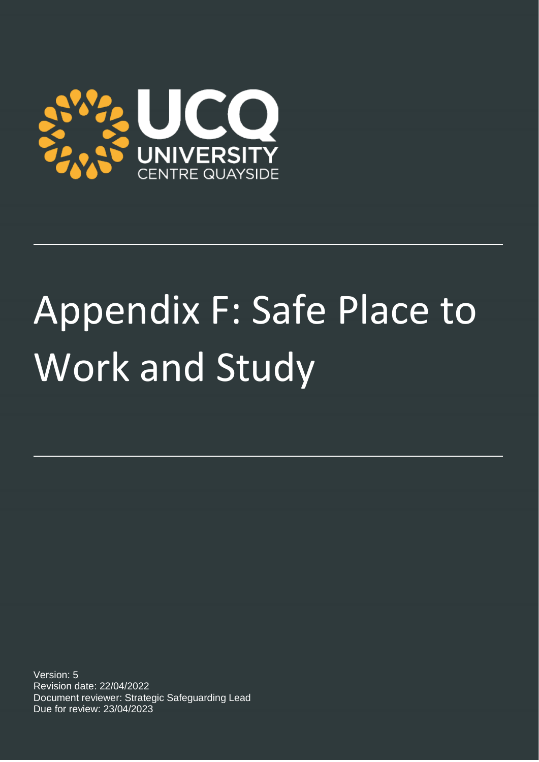UCQ
UNIVERSITY
CENTRE QUAYSIDE

# Appendix F: Safe Place to Work and Study

Version: 5
Revision date: 22/04/2022
Document reviewer: Strategic Safeguarding Lead
Due for review: 23/04/2023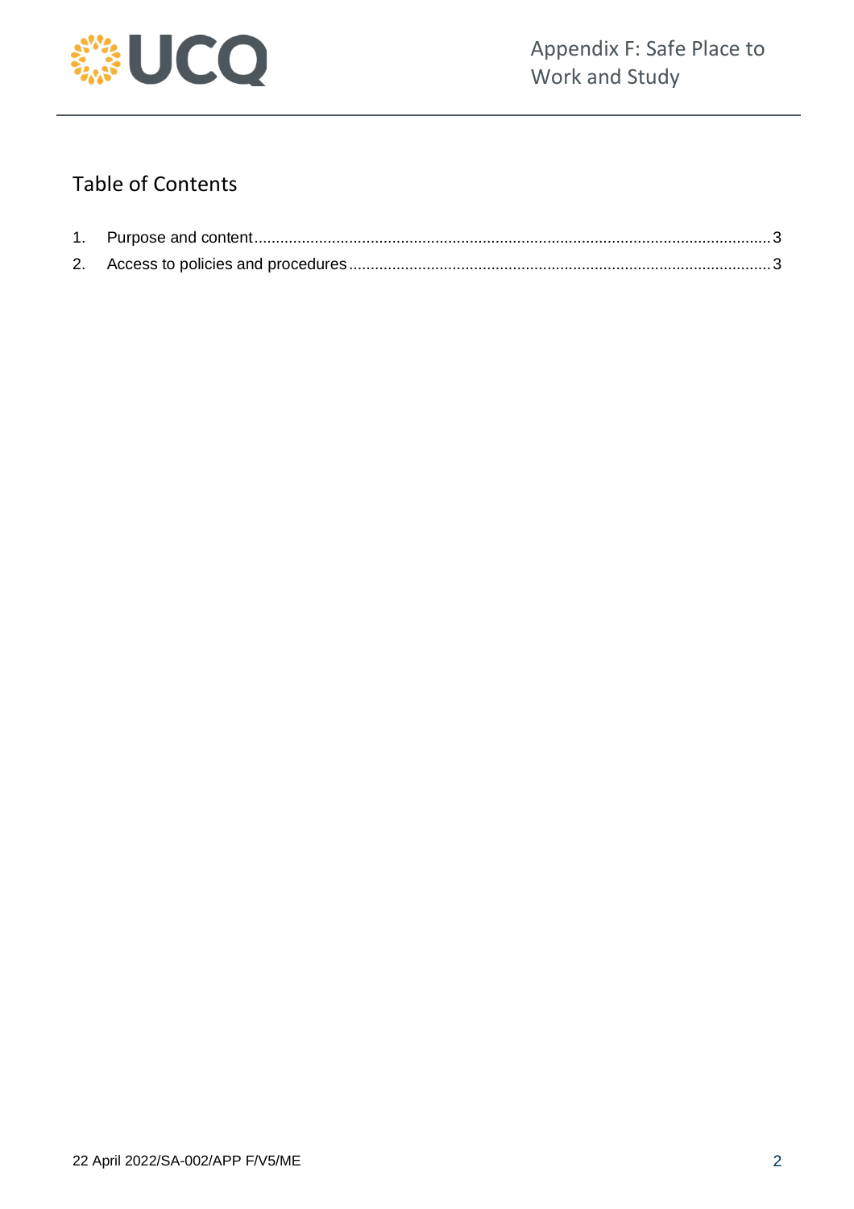## Table of Contents

1. Purpose and content ............................................................ 3
2. Access to policies and procedures ............................................................ 3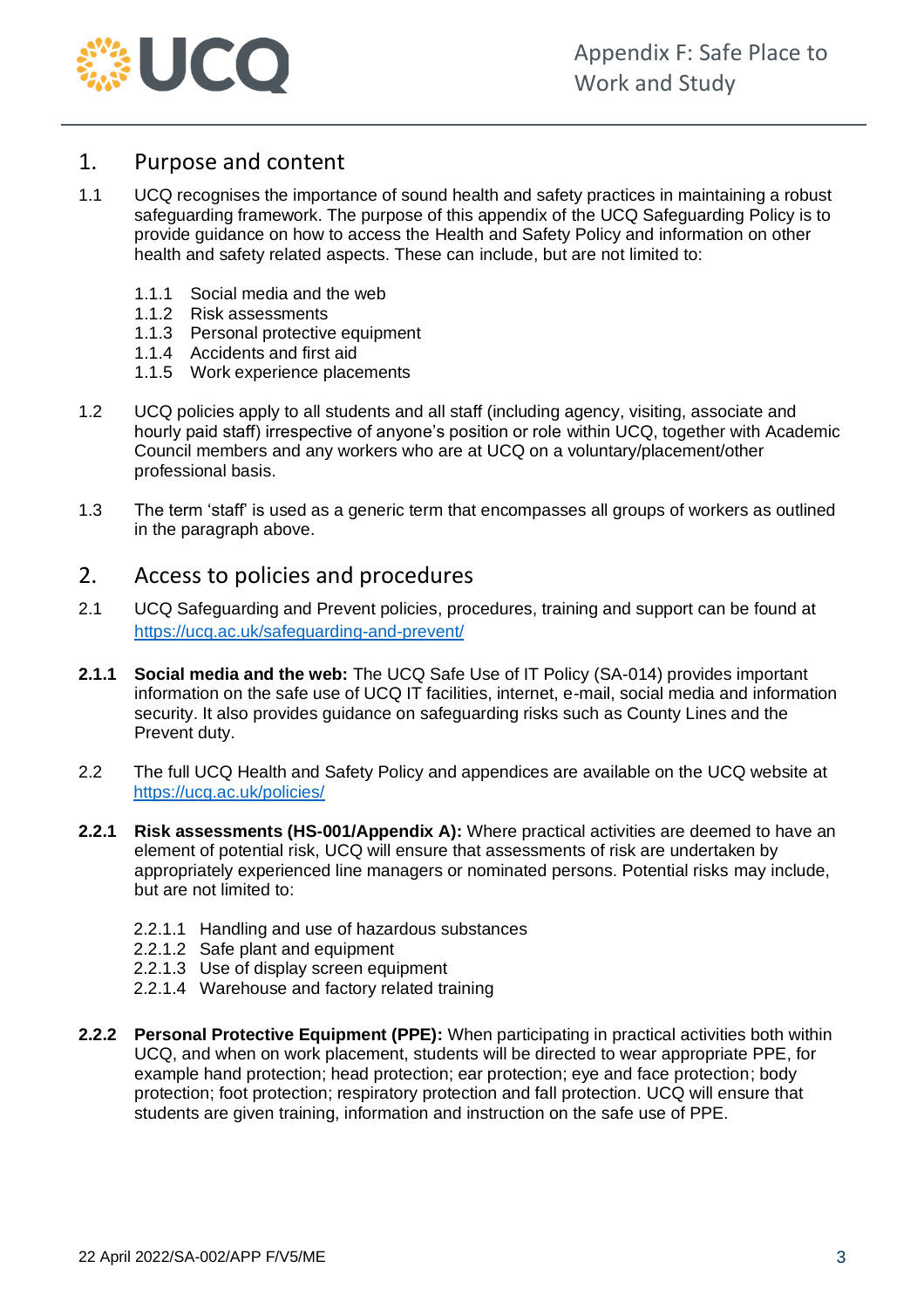# Appendix F: Safe Place to Work and Study

## 1. Purpose and content

1.1 UCQ recognises the importance of sound health and safety practices in maintaining a robust safeguarding framework. The purpose of this appendix of the UCQ Safeguarding Policy is to provide guidance on how to access the Health and Safety Policy and information on other health and safety related aspects. These can include, but are not limited to:

- 1.1.1 Social media and the web
- 1.1.2 Risk assessments
- 1.1.3 Personal protective equipment
- 1.1.4 Accidents and first aid
- 1.1.5 Work experience placements

1.2 UCQ policies apply to all students and all staff (including agency, visiting, associate and hourly paid staff) irrespective of anyone's position or role within UCQ, together with Academic Council members and any workers who are at UCQ on a voluntary/placement/other professional basis.

1.3 The term 'staff' is used as a generic term that encompasses all groups of workers as outlined in the paragraph above.

## 2. Access to policies and procedures

2.1 UCQ Safeguarding and Prevent policies, procedures, training and support can be found at https://ucq.ac.uk/safeguarding-and-prevent/

**2.1.1 Social media and the web:** The UCQ Safe Use of IT Policy (SA-014) provides important information on the safe use of UCQ IT facilities, internet, e-mail, social media and information security. It also provides guidance on safeguarding risks such as County Lines and the Prevent duty.

2.2 The full UCQ Health and Safety Policy and appendices are available on the UCQ website at https://ucq.ac.uk/policies/

**2.2.1 Risk assessments (HS-001/Appendix A):** Where practical activities are deemed to have an element of potential risk, UCQ will ensure that assessments of risk are undertaken by appropriately experienced line managers or nominated persons. Potential risks may include, but are not limited to:

- 2.2.1.1 Handling and use of hazardous substances
- 2.2.1.2 Safe plant and equipment
- 2.2.1.3 Use of display screen equipment
- 2.2.1.4 Warehouse and factory related training

**2.2.2 Personal Protective Equipment (PPE):** When participating in practical activities both within UCQ, and when on work placement, students will be directed to wear appropriate PPE, for example hand protection; head protection; ear protection; eye and face protection; body protection; foot protection; respiratory protection and fall protection. UCQ will ensure that students are given training, information and instruction on the safe use of PPE.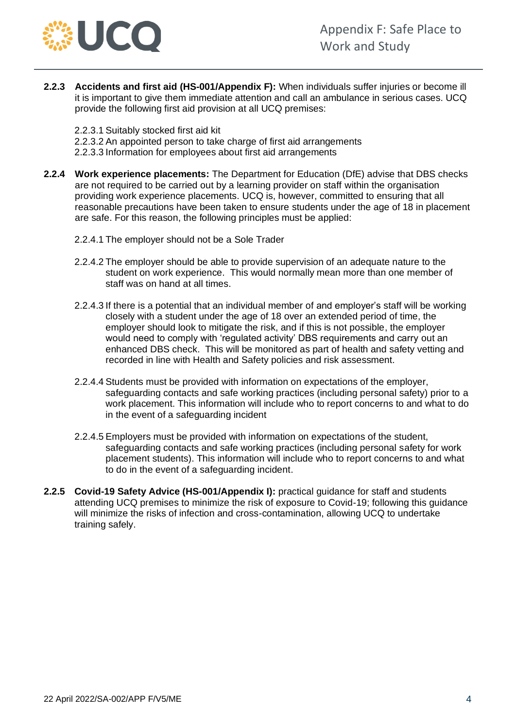**2.2.3 Accidents and first aid (HS-001/Appendix F):** When individuals suffer injuries or become ill it is important to give them immediate attention and call an ambulance in serious cases. UCQ provide the following first aid provision at all UCQ premises:

2.2.3.1 Suitably stocked first aid kit
2.2.3.2 An appointed person to take charge of first aid arrangements
2.2.3.3 Information for employees about first aid arrangements

**2.2.4 Work experience placements:** The Department for Education (DfE) advise that DBS checks are not required to be carried out by a learning provider on staff within the organisation providing work experience placements. UCQ is, however, committed to ensuring that all reasonable precautions have been taken to ensure students under the age of 18 in placement are safe. For this reason, the following principles must be applied:

2.2.4.1 The employer should not be a Sole Trader

2.2.4.2 The employer should be able to provide supervision of an adequate nature to the student on work experience. This would normally mean more than one member of staff was on hand at all times.

2.2.4.3 If there is a potential that an individual member of and employer's staff will be working closely with a student under the age of 18 over an extended period of time, the employer should look to mitigate the risk, and if this is not possible, the employer would need to comply with 'regulated activity' DBS requirements and carry out an enhanced DBS check. This will be monitored as part of health and safety vetting and recorded in line with Health and Safety policies and risk assessment.

2.2.4.4 Students must be provided with information on expectations of the employer, safeguarding contacts and safe working practices (including personal safety) prior to a work placement. This information will include who to report concerns to and what to do in the event of a safeguarding incident

2.2.4.5 Employers must be provided with information on expectations of the student, safeguarding contacts and safe working practices (including personal safety for work placement students). This information will include who to report concerns to and what to do in the event of a safeguarding incident.

**2.2.5 Covid-19 Safety Advice (HS-001/Appendix I):** practical guidance for staff and students attending UCQ premises to minimize the risk of exposure to Covid-19; following this guidance will minimize the risks of infection and cross-contamination, allowing UCQ to undertake training safely.